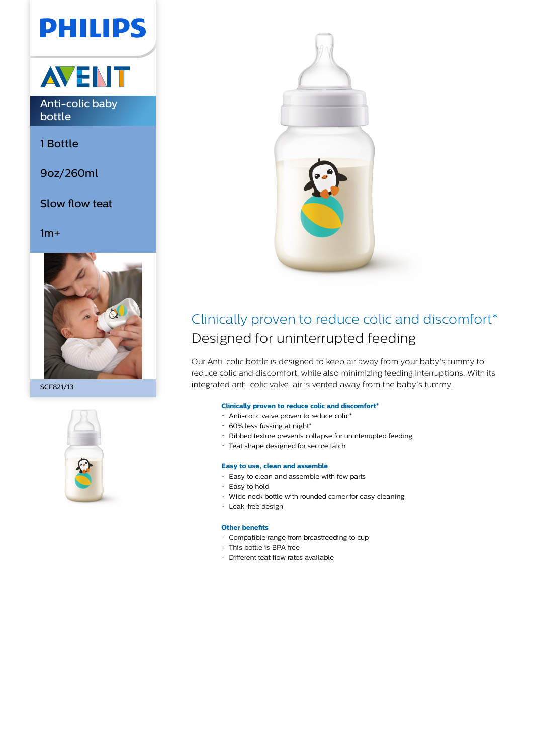PHILIPS

AVENT

Anti-colic baby bottle

1 Bottle

9oz/260ml

Slow flow teat

1m+

SCF821/13

# Clinically proven to reduce colic and discomfort*

## Designed for uninterrupted feeding

Our Anti-colic bottle is designed to keep air away from your baby's tummy to reduce colic and discomfort, while also minimizing feeding interruptions. With its integrated anti-colic valve, air is vented away from the baby's tummy.

### Clinically proven to reduce colic and discomfort*

- Anti-colic valve proven to reduce colic*
- 60% less fussing at night*
- Ribbed texture prevents collapse for uninterrupted feeding
- Teat shape designed for secure latch

### Easy to use, clean and assemble

- Easy to clean and assemble with few parts
- Easy to hold
- Wide neck bottle with rounded corner for easy cleaning
- Leak-free design

### Other benefits

- Compatible range from breastfeeding to cup
- This bottle is BPA free
- Different teat flow rates available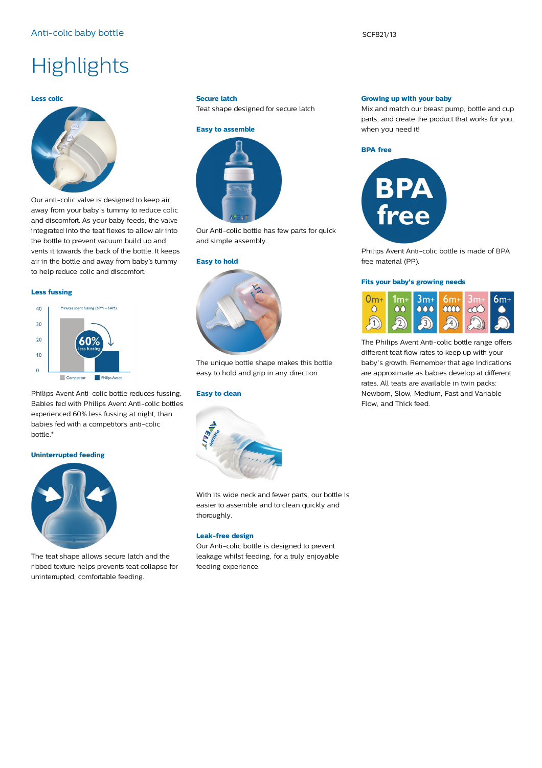Anti-colic baby bottle

SCF821/13

# Highlights

### Less colic

Our anti-colic valve is designed to keep air away from your baby's tummy to reduce colic and discomfort. As your baby feeds, the valve integrated into the teat flexes to allow air into the bottle to prevent vacuum build up and vents it towards the back of the bottle. It keeps air in the bottle and away from baby's tummy to help reduce colic and discomfort.

### Less fussing

Minutes spent fussing (6PM – 6AM)
40
30
20
10
0
60% less fussing
Competitor
Philips Avent

Philips Avent Anti-colic bottle reduces fussing. Babies fed with Philips Avent Anti-colic bottles experienced 60% less fussing at night, than babies fed with a competitor's anti-colic bottle.*

### Uninterrupted feeding

The teat shape allows secure latch and the ribbed texture helps prevents teat collapse for uninterrupted, comfortable feeding.

### Secure latch

Teat shape designed for secure latch

### Easy to assemble

Our Anti-colic bottle has few parts for quick and simple assembly.

### Easy to hold

The unique bottle shape makes this bottle easy to hold and grip in any direction.

### Easy to clean

With its wide neck and fewer parts, our bottle is easier to assemble and to clean quickly and thoroughly.

### Leak-free design

Our Anti-colic bottle is designed to prevent leakage whilst feeding, for a truly enjoyable feeding experience.

### Growing up with your baby

Mix and match our breast pump, bottle and cup parts, and create the product that works for you, when you need it!

### BPA free

BPA free

Philips Avent Anti-colic bottle is made of BPA free material (PP).

### Fits your baby's growing needs

0m+ 1m+ 3m+ 6m+ 3m+ 6m+

The Philips Avent Anti-colic bottle range offers different teat flow rates to keep up with your baby's growth. Remember that age indications are approximate as babies develop at different rates. All teats are available in twin packs: Newborn, Slow, Medium, Fast and Variable Flow, and Thick feed.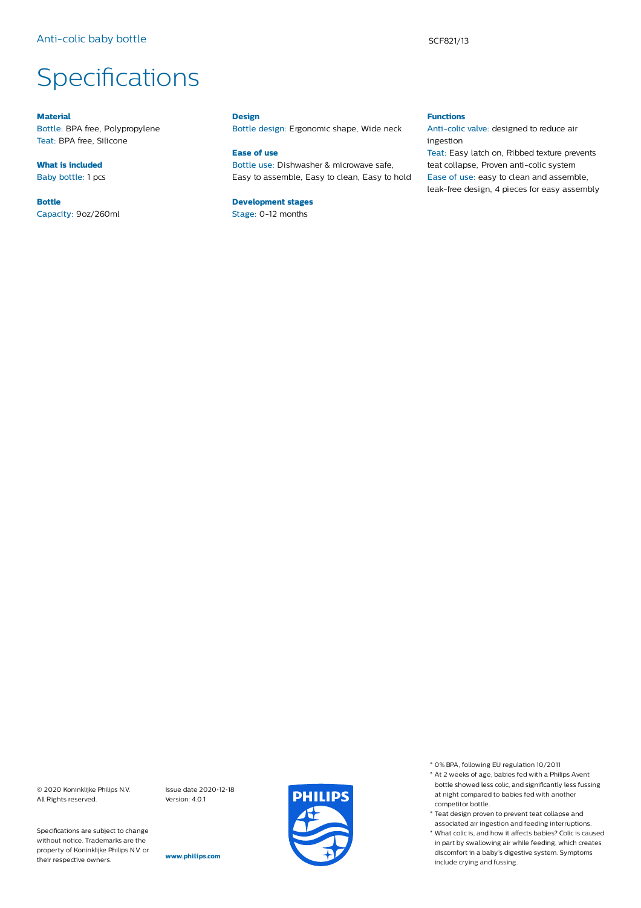Anti-colic baby bottle

SCF821/13

# Specifications

### Material

Bottle: BPA free, Polypropylene
Teat: BPA free, Silicone

### What is included

Baby bottle: 1 pcs

### Bottle

Capacity: 9oz/260ml

### Design

Bottle design: Ergonomic shape, Wide neck

### Ease of use

Bottle use: Dishwasher & microwave safe, Easy to assemble, Easy to clean, Easy to hold

### Development stages

Stage: 0-12 months

### Functions

Anti-colic valve: designed to reduce air ingestion
Teat: Easy latch on, Ribbed texture prevents teat collapse, Proven anti-colic system
Ease of use: easy to clean and assemble, leak-free design, 4 pieces for easy assembly

© 2020 Koninklijke Philips N.V.
All Rights reserved.

Specifications are subject to change without notice. Trademarks are the property of Koninklijke Philips N.V. or their respective owners.

Issue date 2020-12-18
Version: 4.0.1

www.philips.com

\* 0% BPA, following EU regulation 10/2011
\* At 2 weeks of age, babies fed with a Philips Avent bottle showed less colic, and significantly less fussing at night compared to babies fed with another competitor bottle.
\* Teat design proven to prevent teat collapse and associated air ingestion and feeding interruptions.
\* What colic is, and how it affects babies? Colic is caused in part by swallowing air while feeding, which creates discomfort in a baby's digestive system. Symptoms include crying and fussing.